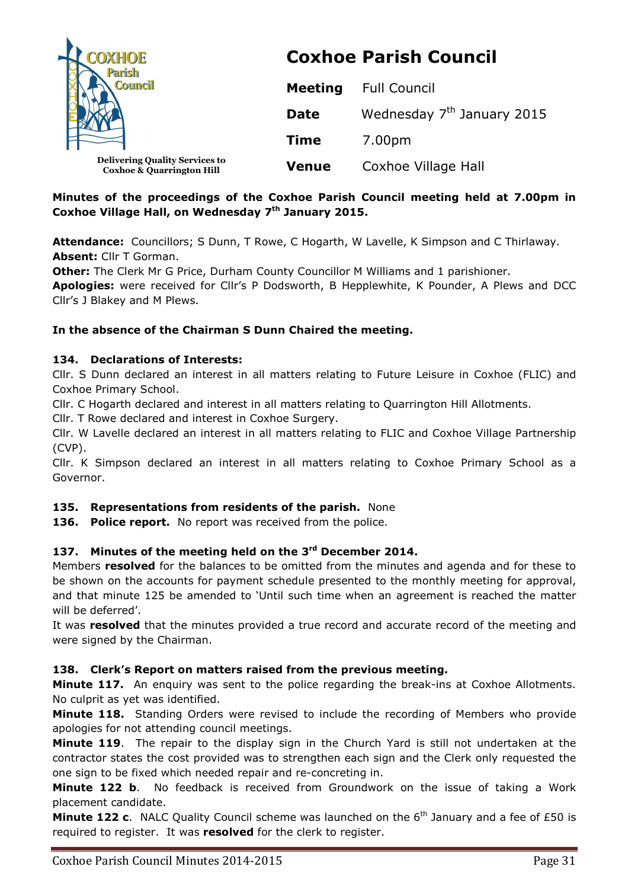COXHOE Parish Council

Delivering Quality Services to Coxhoe & Quarrington Hill

# Coxhoe Parish Council

| | |
|---|---|
| **Meeting** | Full Council |
| **Date** | Wednesday 7th January 2015 |
| **Time** | 7.00pm |
| **Venue** | Coxhoe Village Hall |

**Minutes of the proceedings of the Coxhoe Parish Council meeting held at 7.00pm in Coxhoe Village Hall, on Wednesday 7th January 2015.**

**Attendance:** Councillors; S Dunn, T Rowe, C Hogarth, W Lavelle, K Simpson and C Thirlaway.
**Absent:** Cllr T Gorman.
**Other:** The Clerk Mr G Price, Durham County Councillor M Williams and 1 parishioner.
**Apologies:** were received for Cllr's P Dodsworth, B Hepplewhite, K Pounder, A Plews and DCC Cllr's J Blakey and M Plews.

**In the absence of the Chairman S Dunn Chaired the meeting.**

**134. Declarations of Interests:**
Cllr. S Dunn declared an interest in all matters relating to Future Leisure in Coxhoe (FLIC) and Coxhoe Primary School.
Cllr. C Hogarth declared and interest in all matters relating to Quarrington Hill Allotments.
Cllr. T Rowe declared and interest in Coxhoe Surgery.
Cllr. W Lavelle declared an interest in all matters relating to FLIC and Coxhoe Village Partnership (CVP).
Cllr. K Simpson declared an interest in all matters relating to Coxhoe Primary School as a Governor.

**135. Representations from residents of the parish.** None
**136. Police report.** No report was received from the police.

**137. Minutes of the meeting held on the 3rd December 2014.**
Members **resolved** for the balances to be omitted from the minutes and agenda and for these to be shown on the accounts for payment schedule presented to the monthly meeting for approval, and that minute 125 be amended to 'Until such time when an agreement is reached the matter will be deferred'.
It was **resolved** that the minutes provided a true record and accurate record of the meeting and were signed by the Chairman.

**138. Clerk's Report on matters raised from the previous meeting.**
**Minute 117.** An enquiry was sent to the police regarding the break-ins at Coxhoe Allotments. No culprit as yet was identified.
**Minute 118.** Standing Orders were revised to include the recording of Members who provide apologies for not attending council meetings.
**Minute 119**. The repair to the display sign in the Church Yard is still not undertaken at the contractor states the cost provided was to strengthen each sign and the Clerk only requested the one sign to be fixed which needed repair and re-concreting in.
**Minute 122 b**. No feedback is received from Groundwork on the issue of taking a Work placement candidate.
**Minute 122 c**. NALC Quality Council scheme was launched on the 6th January and a fee of £50 is required to register. It was **resolved** for the clerk to register.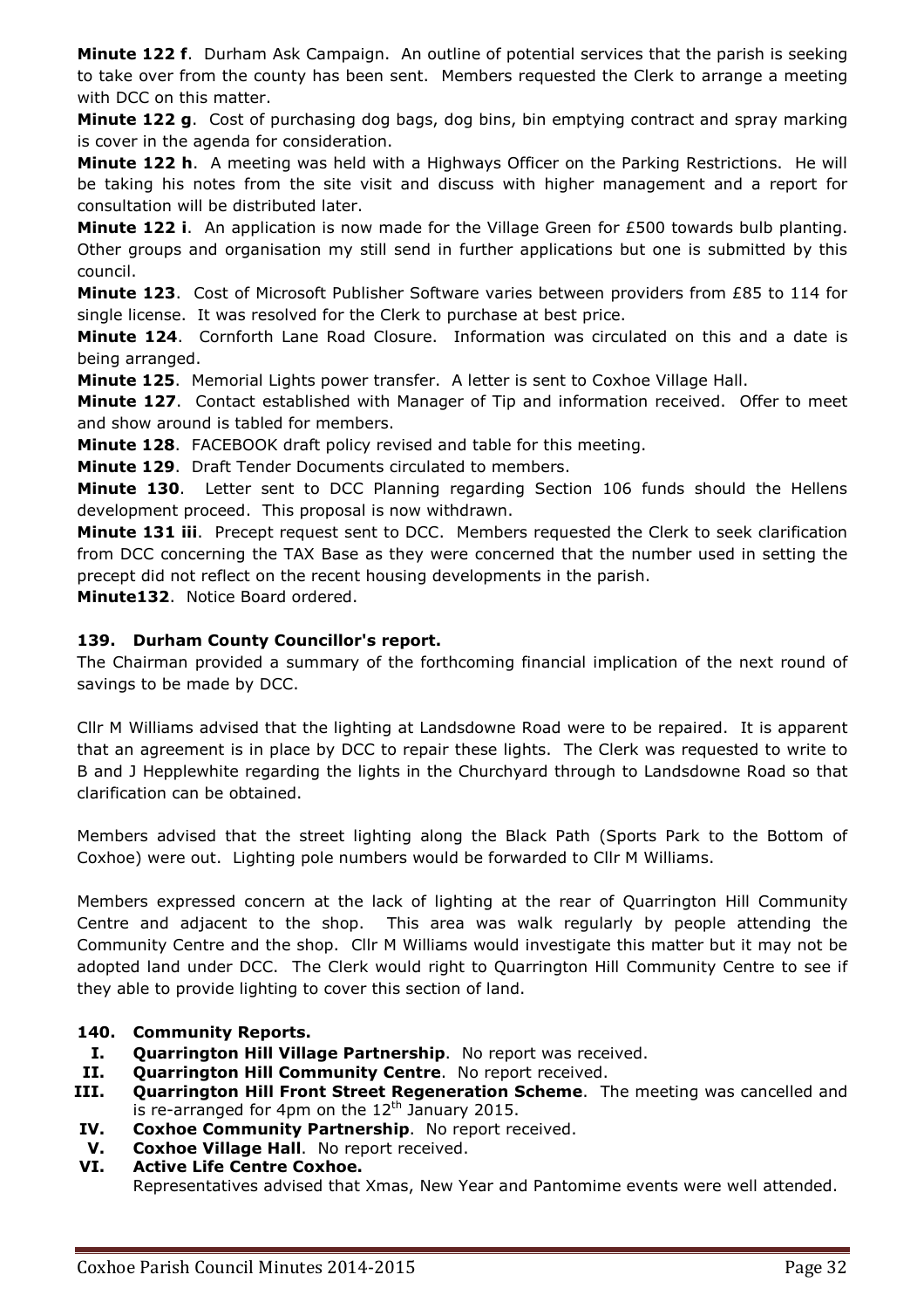**Minute 122 f**. Durham Ask Campaign. An outline of potential services that the parish is seeking to take over from the county has been sent. Members requested the Clerk to arrange a meeting with DCC on this matter.

**Minute 122 g**. Cost of purchasing dog bags, dog bins, bin emptying contract and spray marking is cover in the agenda for consideration.

**Minute 122 h**. A meeting was held with a Highways Officer on the Parking Restrictions. He will be taking his notes from the site visit and discuss with higher management and a report for consultation will be distributed later.

**Minute 122 i**. An application is now made for the Village Green for £500 towards bulb planting. Other groups and organisation my still send in further applications but one is submitted by this council.

**Minute 123**. Cost of Microsoft Publisher Software varies between providers from £85 to 114 for single license. It was resolved for the Clerk to purchase at best price.

**Minute 124**. Cornforth Lane Road Closure. Information was circulated on this and a date is being arranged.

**Minute 125**. Memorial Lights power transfer. A letter is sent to Coxhoe Village Hall.

**Minute 127**. Contact established with Manager of Tip and information received. Offer to meet and show around is tabled for members.

**Minute 128**. FACEBOOK draft policy revised and table for this meeting.

**Minute 129**. Draft Tender Documents circulated to members.

**Minute 130**. Letter sent to DCC Planning regarding Section 106 funds should the Hellens development proceed. This proposal is now withdrawn.

**Minute 131 iii**. Precept request sent to DCC. Members requested the Clerk to seek clarification from DCC concerning the TAX Base as they were concerned that the number used in setting the precept did not reflect on the recent housing developments in the parish.

**Minute132**. Notice Board ordered.

### 139. Durham County Councillor's report.

The Chairman provided a summary of the forthcoming financial implication of the next round of savings to be made by DCC.

Cllr M Williams advised that the lighting at Landsdowne Road were to be repaired. It is apparent that an agreement is in place by DCC to repair these lights. The Clerk was requested to write to B and J Hepplewhite regarding the lights in the Churchyard through to Landsdowne Road so that clarification can be obtained.

Members advised that the street lighting along the Black Path (Sports Park to the Bottom of Coxhoe) were out. Lighting pole numbers would be forwarded to Cllr M Williams.

Members expressed concern at the lack of lighting at the rear of Quarrington Hill Community Centre and adjacent to the shop. This area was walk regularly by people attending the Community Centre and the shop. Cllr M Williams would investigate this matter but it may not be adopted land under DCC. The Clerk would right to Quarrington Hill Community Centre to see if they able to provide lighting to cover this section of land.

### 140. Community Reports.

I. **Quarrington Hill Village Partnership**. No report was received.

II. **Quarrington Hill Community Centre**. No report received.

III. **Quarrington Hill Front Street Regeneration Scheme**. The meeting was cancelled and is re-arranged for 4pm on the 12th January 2015.

IV. **Coxhoe Community Partnership**. No report received.

V. **Coxhoe Village Hall**. No report received.

VI. **Active Life Centre Coxhoe.**
Representatives advised that Xmas, New Year and Pantomime events were well attended.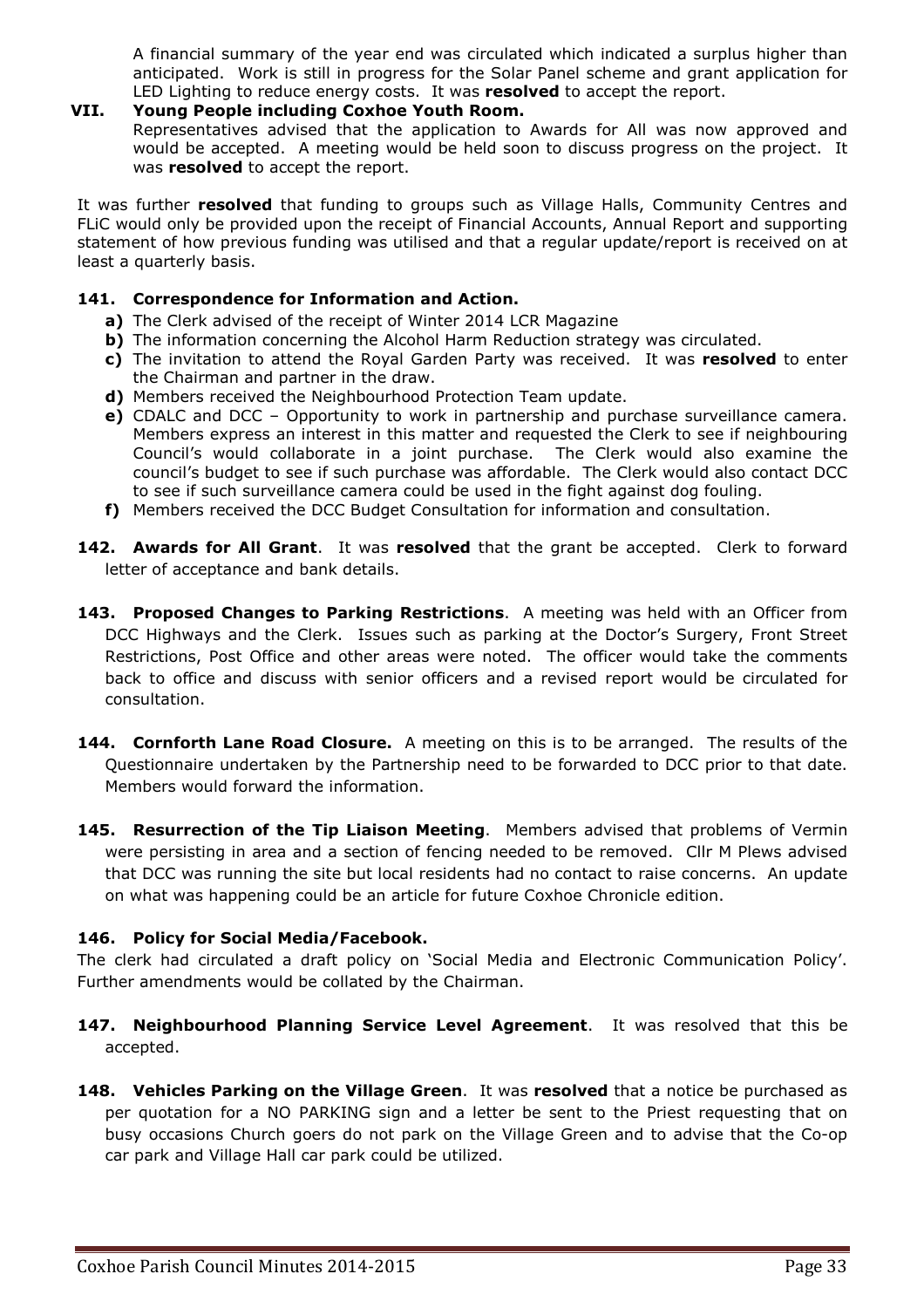A financial summary of the year end was circulated which indicated a surplus higher than anticipated. Work is still in progress for the Solar Panel scheme and grant application for LED Lighting to reduce energy costs. It was **resolved** to accept the report.

**VII. Young People including Coxhoe Youth Room.**

Representatives advised that the application to Awards for All was now approved and would be accepted. A meeting would be held soon to discuss progress on the project. It was **resolved** to accept the report.

It was further **resolved** that funding to groups such as Village Halls, Community Centres and FLiC would only be provided upon the receipt of Financial Accounts, Annual Report and supporting statement of how previous funding was utilised and that a regular update/report is received on at least a quarterly basis.

### 141. Correspondence for Information and Action.

- **a)** The Clerk advised of the receipt of Winter 2014 LCR Magazine
- **b)** The information concerning the Alcohol Harm Reduction strategy was circulated.
- **c)** The invitation to attend the Royal Garden Party was received. It was **resolved** to enter the Chairman and partner in the draw.
- **d)** Members received the Neighbourhood Protection Team update.
- **e)** CDALC and DCC – Opportunity to work in partnership and purchase surveillance camera. Members express an interest in this matter and requested the Clerk to see if neighbouring Council's would collaborate in a joint purchase. The Clerk would also examine the council's budget to see if such purchase was affordable. The Clerk would also contact DCC to see if such surveillance camera could be used in the fight against dog fouling.
- **f)** Members received the DCC Budget Consultation for information and consultation.

**142. Awards for All Grant**. It was **resolved** that the grant be accepted. Clerk to forward letter of acceptance and bank details.

**143. Proposed Changes to Parking Restrictions**. A meeting was held with an Officer from DCC Highways and the Clerk. Issues such as parking at the Doctor's Surgery, Front Street Restrictions, Post Office and other areas were noted. The officer would take the comments back to office and discuss with senior officers and a revised report would be circulated for consultation.

**144. Cornforth Lane Road Closure.** A meeting on this is to be arranged. The results of the Questionnaire undertaken by the Partnership need to be forwarded to DCC prior to that date. Members would forward the information.

**145. Resurrection of the Tip Liaison Meeting**. Members advised that problems of Vermin were persisting in area and a section of fencing needed to be removed. Cllr M Plews advised that DCC was running the site but local residents had no contact to raise concerns. An update on what was happening could be an article for future Coxhoe Chronicle edition.

### 146. Policy for Social Media/Facebook.

The clerk had circulated a draft policy on 'Social Media and Electronic Communication Policy'. Further amendments would be collated by the Chairman.

**147. Neighbourhood Planning Service Level Agreement**. It was resolved that this be accepted.

**148. Vehicles Parking on the Village Green**. It was **resolved** that a notice be purchased as per quotation for a NO PARKING sign and a letter be sent to the Priest requesting that on busy occasions Church goers do not park on the Village Green and to advise that the Co-op car park and Village Hall car park could be utilized.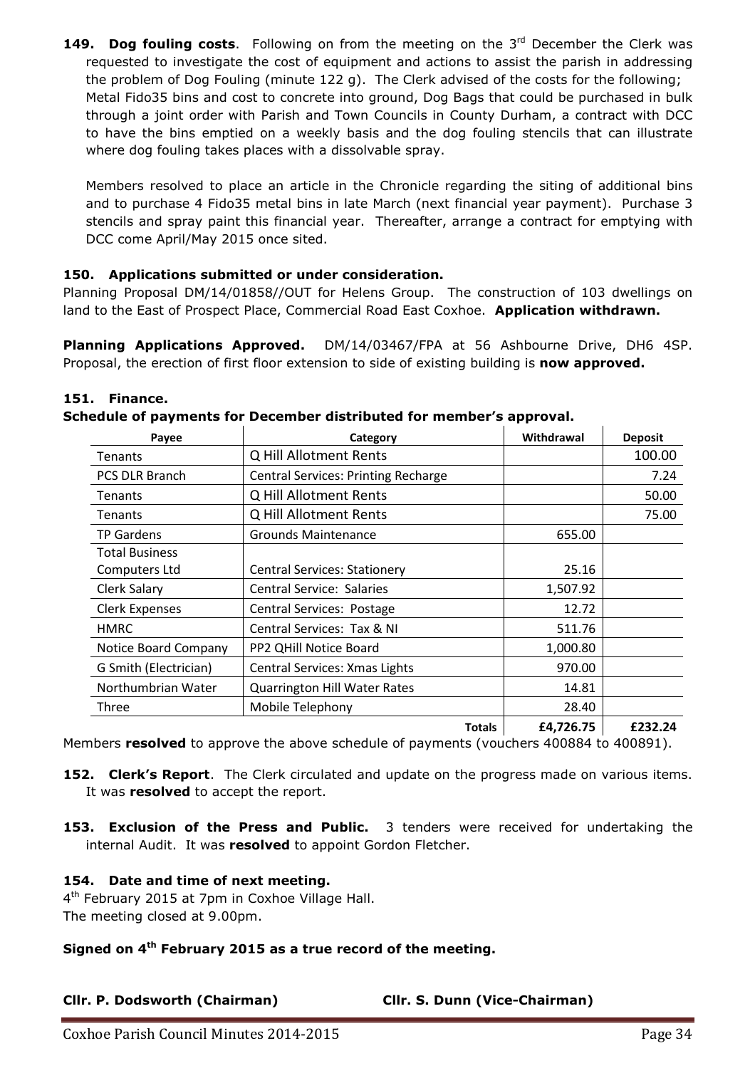**149. Dog fouling costs**. Following on from the meeting on the 3rd December the Clerk was requested to investigate the cost of equipment and actions to assist the parish in addressing the problem of Dog Fouling (minute 122 g). The Clerk advised of the costs for the following; Metal Fido35 bins and cost to concrete into ground, Dog Bags that could be purchased in bulk through a joint order with Parish and Town Councils in County Durham, a contract with DCC to have the bins emptied on a weekly basis and the dog fouling stencils that can illustrate where dog fouling takes places with a dissolvable spray.

Members resolved to place an article in the Chronicle regarding the siting of additional bins and to purchase 4 Fido35 metal bins in late March (next financial year payment). Purchase 3 stencils and spray paint this financial year. Thereafter, arrange a contract for emptying with DCC come April/May 2015 once sited.

### 150. Applications submitted or under consideration.

Planning Proposal DM/14/01858//OUT for Helens Group. The construction of 103 dwellings on land to the East of Prospect Place, Commercial Road East Coxhoe. **Application withdrawn.**

**Planning Applications Approved.** DM/14/03467/FPA at 56 Ashbourne Drive, DH6 4SP. Proposal, the erection of first floor extension to side of existing building is **now approved.**

### 151. Finance.

**Schedule of payments for December distributed for member's approval.**

| Payee | Category | Withdrawal | Deposit |
|---|---|---|---|
| Tenants | Q Hill Allotment Rents | | 100.00 |
| PCS DLR Branch | Central Services: Printing Recharge | | 7.24 |
| Tenants | Q Hill Allotment Rents | | 50.00 |
| Tenants | Q Hill Allotment Rents | | 75.00 |
| TP Gardens | Grounds Maintenance | 655.00 | |
| Total Business Computers Ltd | Central Services: Stationery | 25.16 | |
| Clerk Salary | Central Service: Salaries | 1,507.92 | |
| Clerk Expenses | Central Services: Postage | 12.72 | |
| HMRC | Central Services: Tax & NI | 511.76 | |
| Notice Board Company | PP2 QHill Notice Board | 1,000.80 | |
| G Smith (Electrician) | Central Services: Xmas Lights | 970.00 | |
| Northumbrian Water | Quarrington Hill Water Rates | 14.81 | |
| Three | Mobile Telephony | 28.40 | |
| | **Totals** | **£4,726.75** | **£232.24** |

Members **resolved** to approve the above schedule of payments (vouchers 400884 to 400891).

**152. Clerk's Report**. The Clerk circulated and update on the progress made on various items. It was **resolved** to accept the report.

**153. Exclusion of the Press and Public.** 3 tenders were received for undertaking the internal Audit. It was **resolved** to appoint Gordon Fletcher.

### 154. Date and time of next meeting.

4th February 2015 at 7pm in Coxhoe Village Hall.
The meeting closed at 9.00pm.

**Signed on 4th February 2015 as a true record of the meeting.**

**Cllr. P. Dodsworth (Chairman)** **Cllr. S. Dunn (Vice-Chairman)**